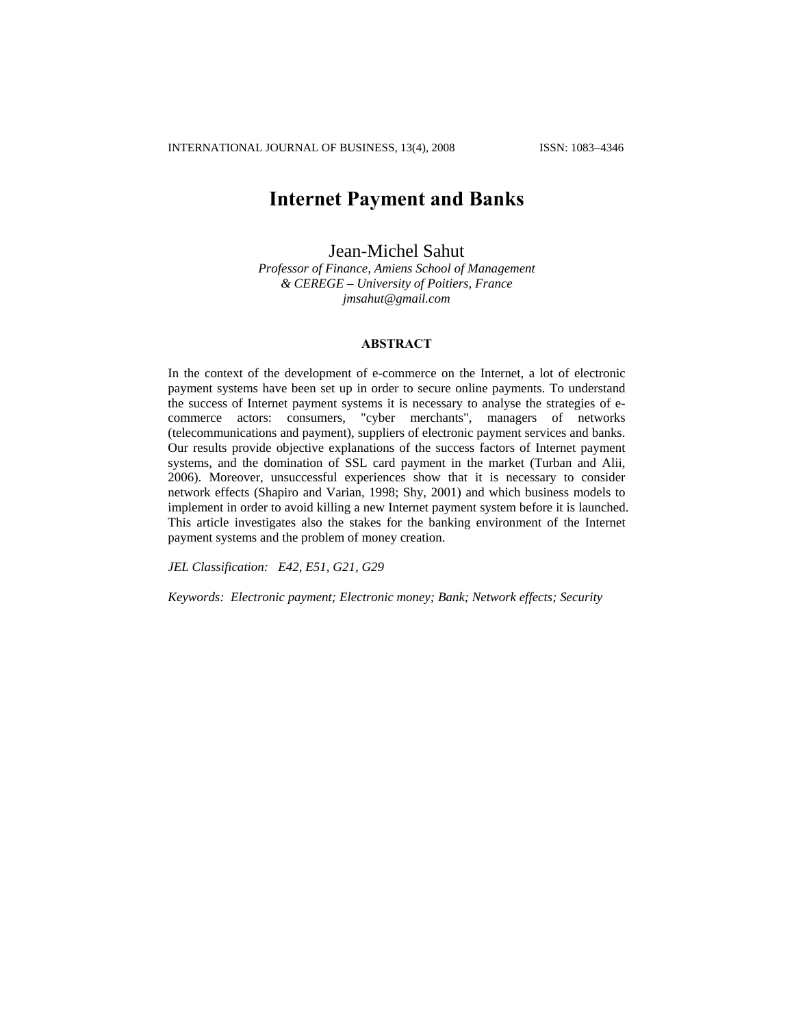# Internet Payment and Banks

Jean-Michel Sahut

*Professor of Finance, Amiens School of Management*
*& CEREGE – University of Poitiers, France*
*jmsahut@gmail.com*

## ABSTRACT

In the context of the development of e-commerce on the Internet, a lot of electronic payment systems have been set up in order to secure online payments. To understand the success of Internet payment systems it is necessary to analyse the strategies of e-commerce actors: consumers, "cyber merchants", managers of networks (telecommunications and payment), suppliers of electronic payment services and banks. Our results provide objective explanations of the success factors of Internet payment systems, and the domination of SSL card payment in the market (Turban and Alii, 2006). Moreover, unsuccessful experiences show that it is necessary to consider network effects (Shapiro and Varian, 1998; Shy, 2001) and which business models to implement in order to avoid killing a new Internet payment system before it is launched. This article investigates also the stakes for the banking environment of the Internet payment systems and the problem of money creation.

*JEL Classification:* *E42, E51, G21, G29*

*Keywords:* *Electronic payment; Electronic money; Bank; Network effects; Security*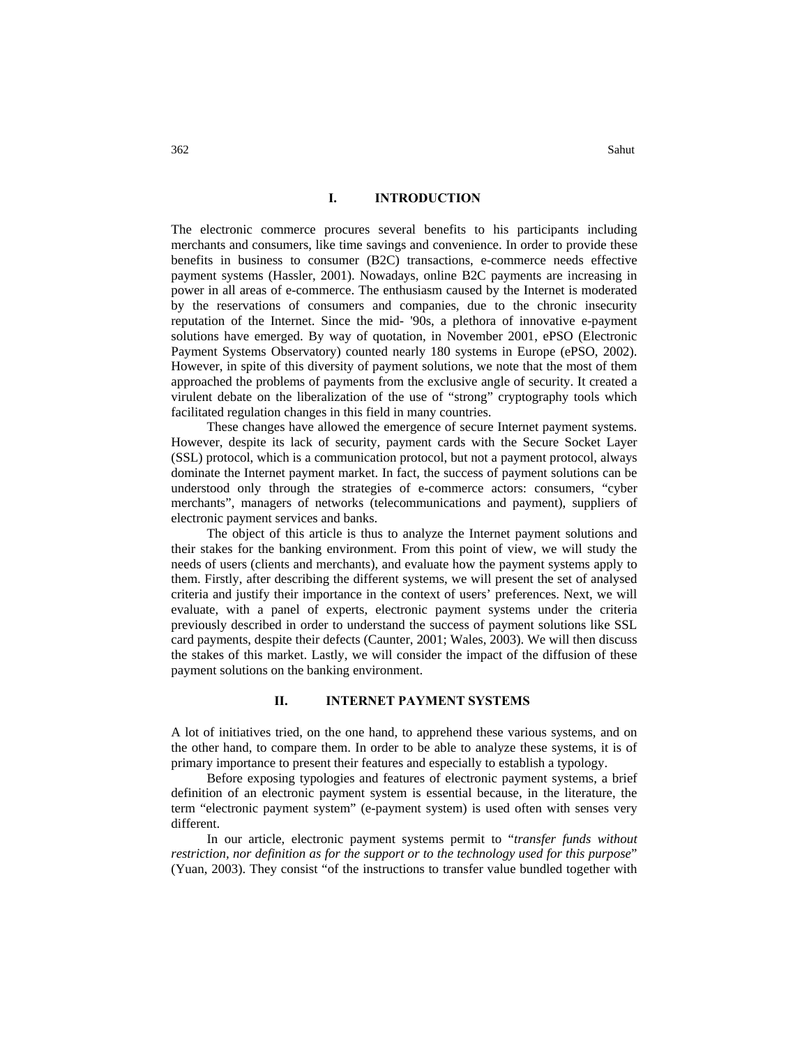## I. INTRODUCTION

The electronic commerce procures several benefits to his participants including merchants and consumers, like time savings and convenience. In order to provide these benefits in business to consumer (B2C) transactions, e-commerce needs effective payment systems (Hassler, 2001). Nowadays, online B2C payments are increasing in power in all areas of e-commerce. The enthusiasm caused by the Internet is moderated by the reservations of consumers and companies, due to the chronic insecurity reputation of the Internet. Since the mid- '90s, a plethora of innovative e-payment solutions have emerged. By way of quotation, in November 2001, ePSO (Electronic Payment Systems Observatory) counted nearly 180 systems in Europe (ePSO, 2002). However, in spite of this diversity of payment solutions, we note that the most of them approached the problems of payments from the exclusive angle of security. It created a virulent debate on the liberalization of the use of "strong" cryptography tools which facilitated regulation changes in this field in many countries.

These changes have allowed the emergence of secure Internet payment systems. However, despite its lack of security, payment cards with the Secure Socket Layer (SSL) protocol, which is a communication protocol, but not a payment protocol, always dominate the Internet payment market. In fact, the success of payment solutions can be understood only through the strategies of e-commerce actors: consumers, "cyber merchants", managers of networks (telecommunications and payment), suppliers of electronic payment services and banks.

The object of this article is thus to analyze the Internet payment solutions and their stakes for the banking environment. From this point of view, we will study the needs of users (clients and merchants), and evaluate how the payment systems apply to them. Firstly, after describing the different systems, we will present the set of analysed criteria and justify their importance in the context of users' preferences. Next, we will evaluate, with a panel of experts, electronic payment systems under the criteria previously described in order to understand the success of payment solutions like SSL card payments, despite their defects (Caunter, 2001; Wales, 2003). We will then discuss the stakes of this market. Lastly, we will consider the impact of the diffusion of these payment solutions on the banking environment.

## II. INTERNET PAYMENT SYSTEMS

A lot of initiatives tried, on the one hand, to apprehend these various systems, and on the other hand, to compare them. In order to be able to analyze these systems, it is of primary importance to present their features and especially to establish a typology.

Before exposing typologies and features of electronic payment systems, a brief definition of an electronic payment system is essential because, in the literature, the term "electronic payment system" (e-payment system) is used often with senses very different.

In our article, electronic payment systems permit to "*transfer funds without restriction, nor definition as for the support or to the technology used for this purpose*" (Yuan, 2003). They consist "of the instructions to transfer value bundled together with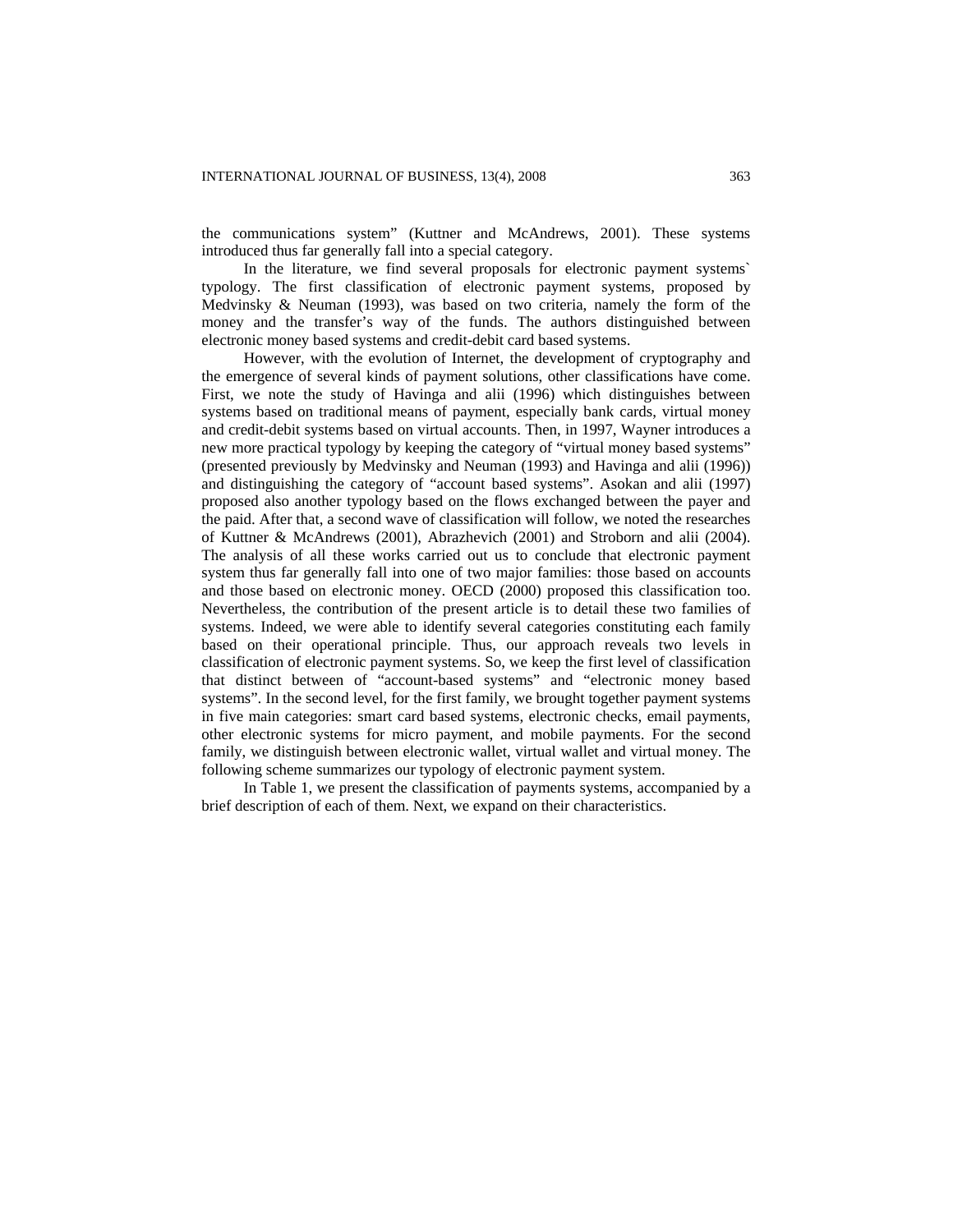the communications system" (Kuttner and McAndrews, 2001). These systems introduced thus far generally fall into a special category.

In the literature, we find several proposals for electronic payment systems` typology. The first classification of electronic payment systems, proposed by Medvinsky & Neuman (1993), was based on two criteria, namely the form of the money and the transfer's way of the funds. The authors distinguished between electronic money based systems and credit-debit card based systems.

However, with the evolution of Internet, the development of cryptography and the emergence of several kinds of payment solutions, other classifications have come. First, we note the study of Havinga and alii (1996) which distinguishes between systems based on traditional means of payment, especially bank cards, virtual money and credit-debit systems based on virtual accounts. Then, in 1997, Wayner introduces a new more practical typology by keeping the category of "virtual money based systems" (presented previously by Medvinsky and Neuman (1993) and Havinga and alii (1996)) and distinguishing the category of "account based systems". Asokan and alii (1997) proposed also another typology based on the flows exchanged between the payer and the paid. After that, a second wave of classification will follow, we noted the researches of Kuttner & McAndrews (2001), Abrazhevich (2001) and Stroborn and alii (2004). The analysis of all these works carried out us to conclude that electronic payment system thus far generally fall into one of two major families: those based on accounts and those based on electronic money. OECD (2000) proposed this classification too. Nevertheless, the contribution of the present article is to detail these two families of systems. Indeed, we were able to identify several categories constituting each family based on their operational principle. Thus, our approach reveals two levels in classification of electronic payment systems. So, we keep the first level of classification that distinct between of "account-based systems" and "electronic money based systems". In the second level, for the first family, we brought together payment systems in five main categories: smart card based systems, electronic checks, email payments, other electronic systems for micro payment, and mobile payments. For the second family, we distinguish between electronic wallet, virtual wallet and virtual money. The following scheme summarizes our typology of electronic payment system.

In Table 1, we present the classification of payments systems, accompanied by a brief description of each of them. Next, we expand on their characteristics.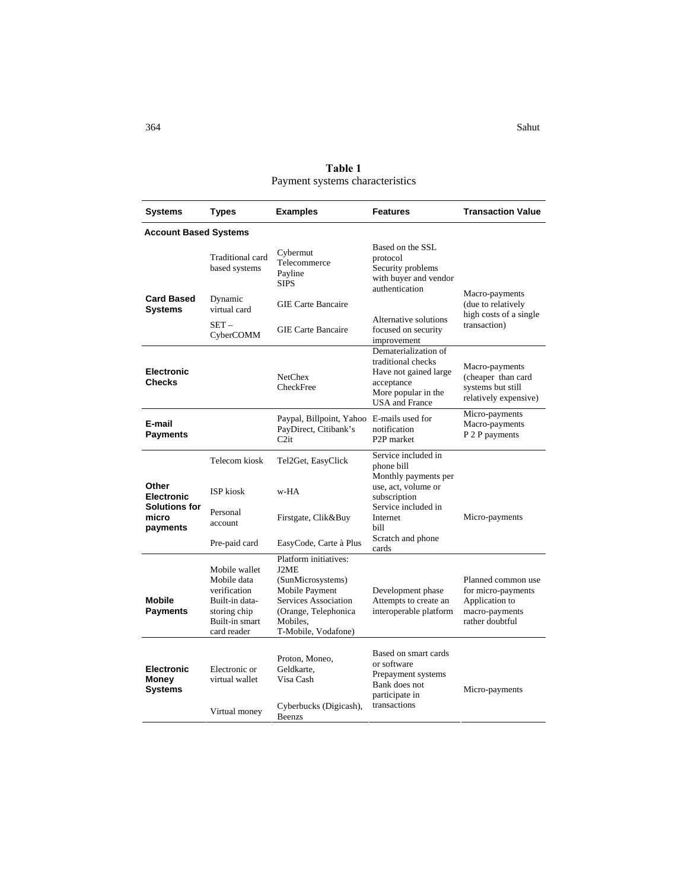**Table 1**
Payment systems characteristics

| Systems | Types | Examples | Features | Transaction Value |
|---|---|---|---|---|
| **Account Based Systems** | | | | |
| **Card Based Systems** | Traditional card based systems | Cybermut Telecommerce Payline SIPS | Based on the SSL protocol Security problems with buyer and vendor authentication | Macro-payments (due to relatively high costs of a single transaction) |
| | Dynamic virtual card | GIE Carte Bancaire | Alternative solutions focused on security improvement | |
| | SET – CyberCOMM | GIE Carte Bancaire | | |
| **Electronic Checks** | | NetChex CheckFree | Dematerialization of traditional checks Have not gained large acceptance More popular in the USA and France | Macro-payments (cheaper than card systems but still relatively expensive) |
| **E-mail Payments** | | Paypal, Billpoint, Yahoo PayDirect, Citibank's C2it | E-mails used for notification P2P market | Micro-payments Macro-payments P 2 P payments |
| **Other Electronic Solutions for micro payments** | Telecom kiosk | Tel2Get, EasyClick | Service included in phone bill | Micro-payments |
| | ISP kiosk | w-HA | Monthly payments per use, act, volume or subscription | |
| | Personal account | Firstgate, Clik&Buy | Service included in Internet bill | |
| | Pre-paid card | EasyCode, Carte à Plus | Scratch and phone cards | |
| **Mobile Payments** | Mobile wallet Mobile data verification Built-in data-storing chip Built-in smart card reader | Platform initiatives: J2ME (SunMicrosystems) Mobile Payment Services Association (Orange, Telephonica Mobiles, T-Mobile, Vodafone) | Development phase Attempts to create an interoperable platform | Planned common use for micro-payments Application to macro-payments rather doubtful |
| **Electronic Money Systems** | Electronic or virtual wallet | Proton, Moneo, Geldkarte, Visa Cash | Based on smart cards or software Prepayment systems Bank does not participate in transactions | Micro-payments |
| | Virtual money | Cyberbucks (Digicash), Beenzs | | |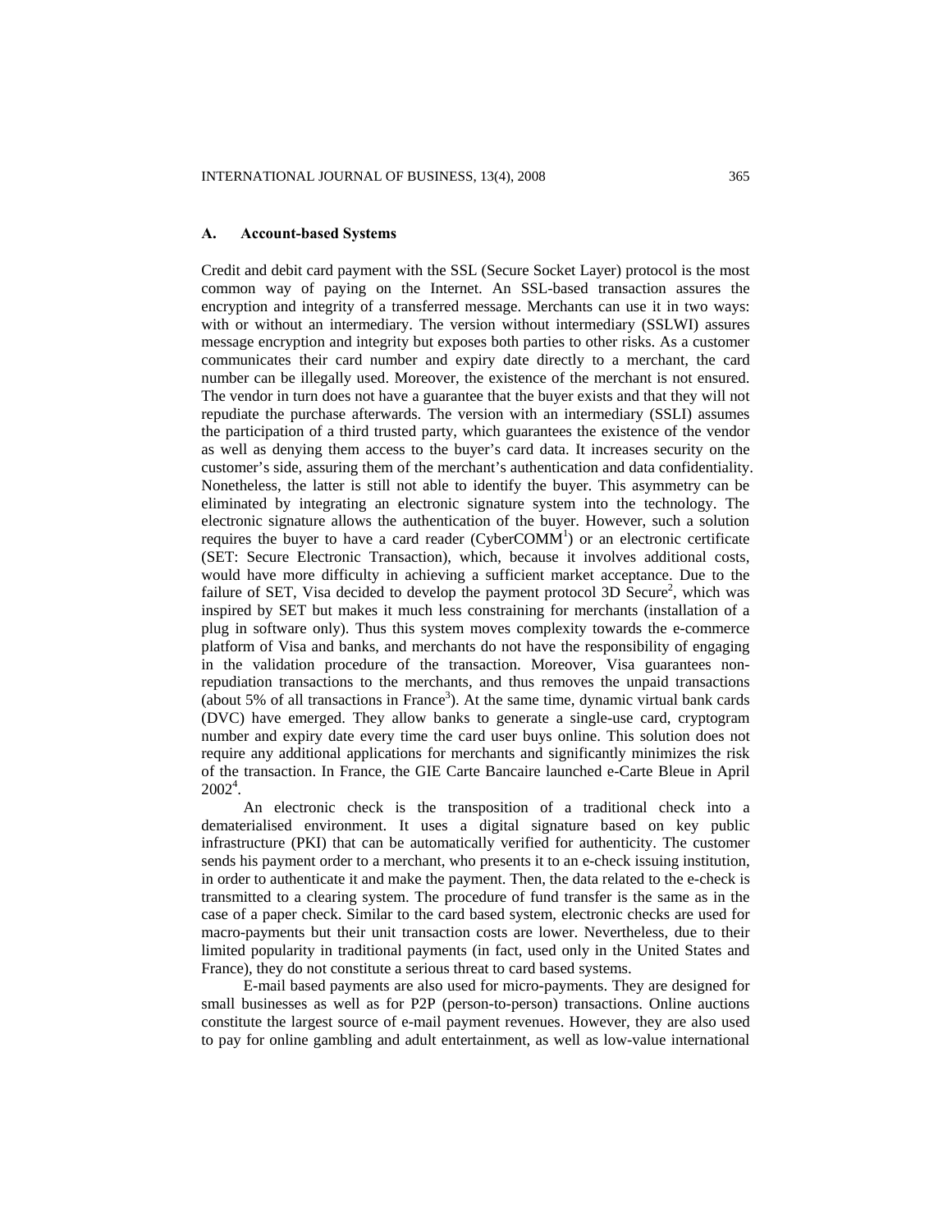### A. Account-based Systems

Credit and debit card payment with the SSL (Secure Socket Layer) protocol is the most common way of paying on the Internet. An SSL-based transaction assures the encryption and integrity of a transferred message. Merchants can use it in two ways: with or without an intermediary. The version without intermediary (SSLWI) assures message encryption and integrity but exposes both parties to other risks. As a customer communicates their card number and expiry date directly to a merchant, the card number can be illegally used. Moreover, the existence of the merchant is not ensured. The vendor in turn does not have a guarantee that the buyer exists and that they will not repudiate the purchase afterwards. The version with an intermediary (SSLI) assumes the participation of a third trusted party, which guarantees the existence of the vendor as well as denying them access to the buyer's card data. It increases security on the customer's side, assuring them of the merchant's authentication and data confidentiality. Nonetheless, the latter is still not able to identify the buyer. This asymmetry can be eliminated by integrating an electronic signature system into the technology. The electronic signature allows the authentication of the buyer. However, such a solution requires the buyer to have a card reader (CyberCOMM[1]) or an electronic certificate (SET: Secure Electronic Transaction), which, because it involves additional costs, would have more difficulty in achieving a sufficient market acceptance. Due to the failure of SET, Visa decided to develop the payment protocol 3D Secure[2], which was inspired by SET but makes it much less constraining for merchants (installation of a plug in software only). Thus this system moves complexity towards the e-commerce platform of Visa and banks, and merchants do not have the responsibility of engaging in the validation procedure of the transaction. Moreover, Visa guarantees non-repudiation transactions to the merchants, and thus removes the unpaid transactions (about 5% of all transactions in France[3]). At the same time, dynamic virtual bank cards (DVC) have emerged. They allow banks to generate a single-use card, cryptogram number and expiry date every time the card user buys online. This solution does not require any additional applications for merchants and significantly minimizes the risk of the transaction. In France, the GIE Carte Bancaire launched e-Carte Bleue in April 2002[4].

An electronic check is the transposition of a traditional check into a dematerialised environment. It uses a digital signature based on key public infrastructure (PKI) that can be automatically verified for authenticity. The customer sends his payment order to a merchant, who presents it to an e-check issuing institution, in order to authenticate it and make the payment. Then, the data related to the e-check is transmitted to a clearing system. The procedure of fund transfer is the same as in the case of a paper check. Similar to the card based system, electronic checks are used for macro-payments but their unit transaction costs are lower. Nevertheless, due to their limited popularity in traditional payments (in fact, used only in the United States and France), they do not constitute a serious threat to card based systems.

E-mail based payments are also used for micro-payments. They are designed for small businesses as well as for P2P (person-to-person) transactions. Online auctions constitute the largest source of e-mail payment revenues. However, they are also used to pay for online gambling and adult entertainment, as well as low-value international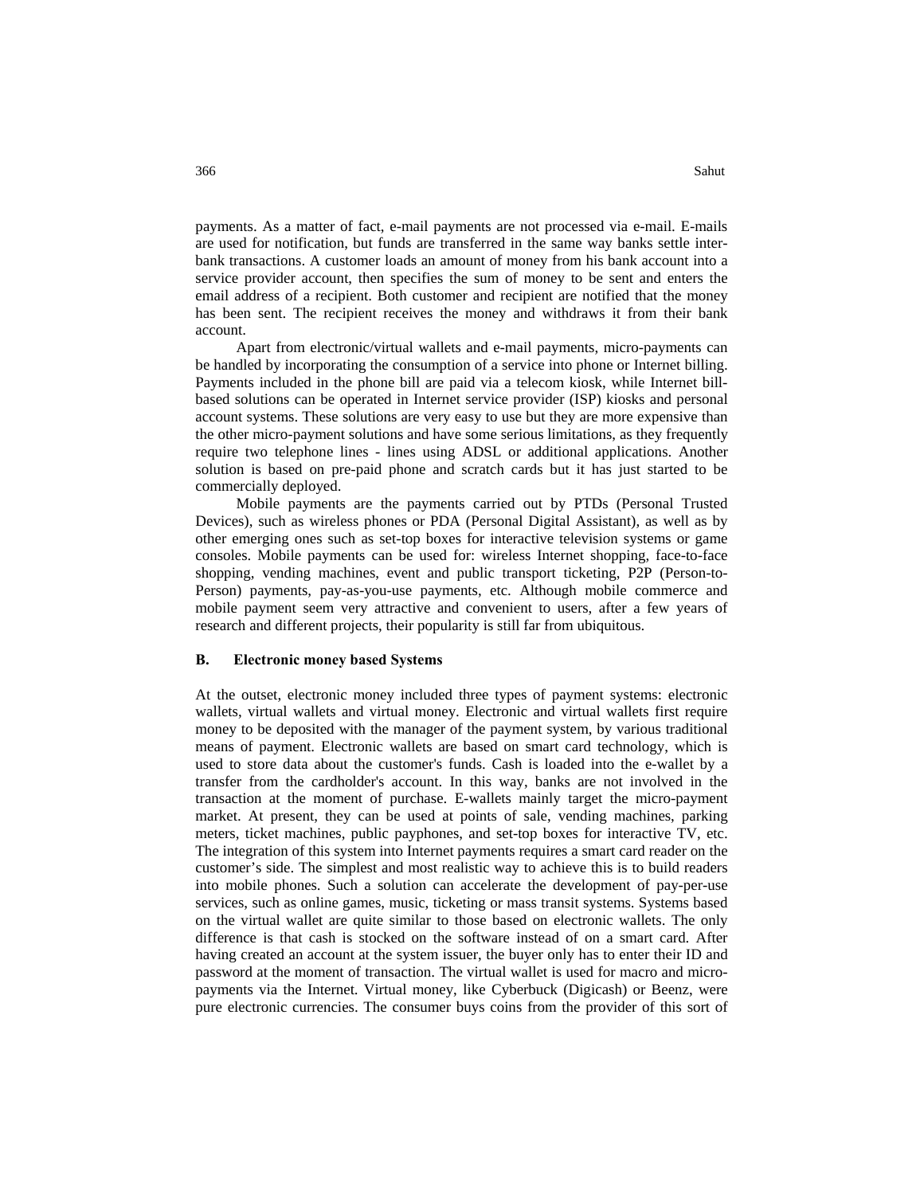payments. As a matter of fact, e-mail payments are not processed via e-mail. E-mails are used for notification, but funds are transferred in the same way banks settle inter-bank transactions. A customer loads an amount of money from his bank account into a service provider account, then specifies the sum of money to be sent and enters the email address of a recipient. Both customer and recipient are notified that the money has been sent. The recipient receives the money and withdraws it from their bank account.

Apart from electronic/virtual wallets and e-mail payments, micro-payments can be handled by incorporating the consumption of a service into phone or Internet billing. Payments included in the phone bill are paid via a telecom kiosk, while Internet bill-based solutions can be operated in Internet service provider (ISP) kiosks and personal account systems. These solutions are very easy to use but they are more expensive than the other micro-payment solutions and have some serious limitations, as they frequently require two telephone lines - lines using ADSL or additional applications. Another solution is based on pre-paid phone and scratch cards but it has just started to be commercially deployed.

Mobile payments are the payments carried out by PTDs (Personal Trusted Devices), such as wireless phones or PDA (Personal Digital Assistant), as well as by other emerging ones such as set-top boxes for interactive television systems or game consoles. Mobile payments can be used for: wireless Internet shopping, face-to-face shopping, vending machines, event and public transport ticketing, P2P (Person-to-Person) payments, pay-as-you-use payments, etc. Although mobile commerce and mobile payment seem very attractive and convenient to users, after a few years of research and different projects, their popularity is still far from ubiquitous.

### B. Electronic money based Systems

At the outset, electronic money included three types of payment systems: electronic wallets, virtual wallets and virtual money. Electronic and virtual wallets first require money to be deposited with the manager of the payment system, by various traditional means of payment. Electronic wallets are based on smart card technology, which is used to store data about the customer's funds. Cash is loaded into the e-wallet by a transfer from the cardholder's account. In this way, banks are not involved in the transaction at the moment of purchase. E-wallets mainly target the micro-payment market. At present, they can be used at points of sale, vending machines, parking meters, ticket machines, public payphones, and set-top boxes for interactive TV, etc. The integration of this system into Internet payments requires a smart card reader on the customer's side. The simplest and most realistic way to achieve this is to build readers into mobile phones. Such a solution can accelerate the development of pay-per-use services, such as online games, music, ticketing or mass transit systems. Systems based on the virtual wallet are quite similar to those based on electronic wallets. The only difference is that cash is stocked on the software instead of on a smart card. After having created an account at the system issuer, the buyer only has to enter their ID and password at the moment of transaction. The virtual wallet is used for macro and micro-payments via the Internet. Virtual money, like Cyberbuck (Digicash) or Beenz, were pure electronic currencies. The consumer buys coins from the provider of this sort of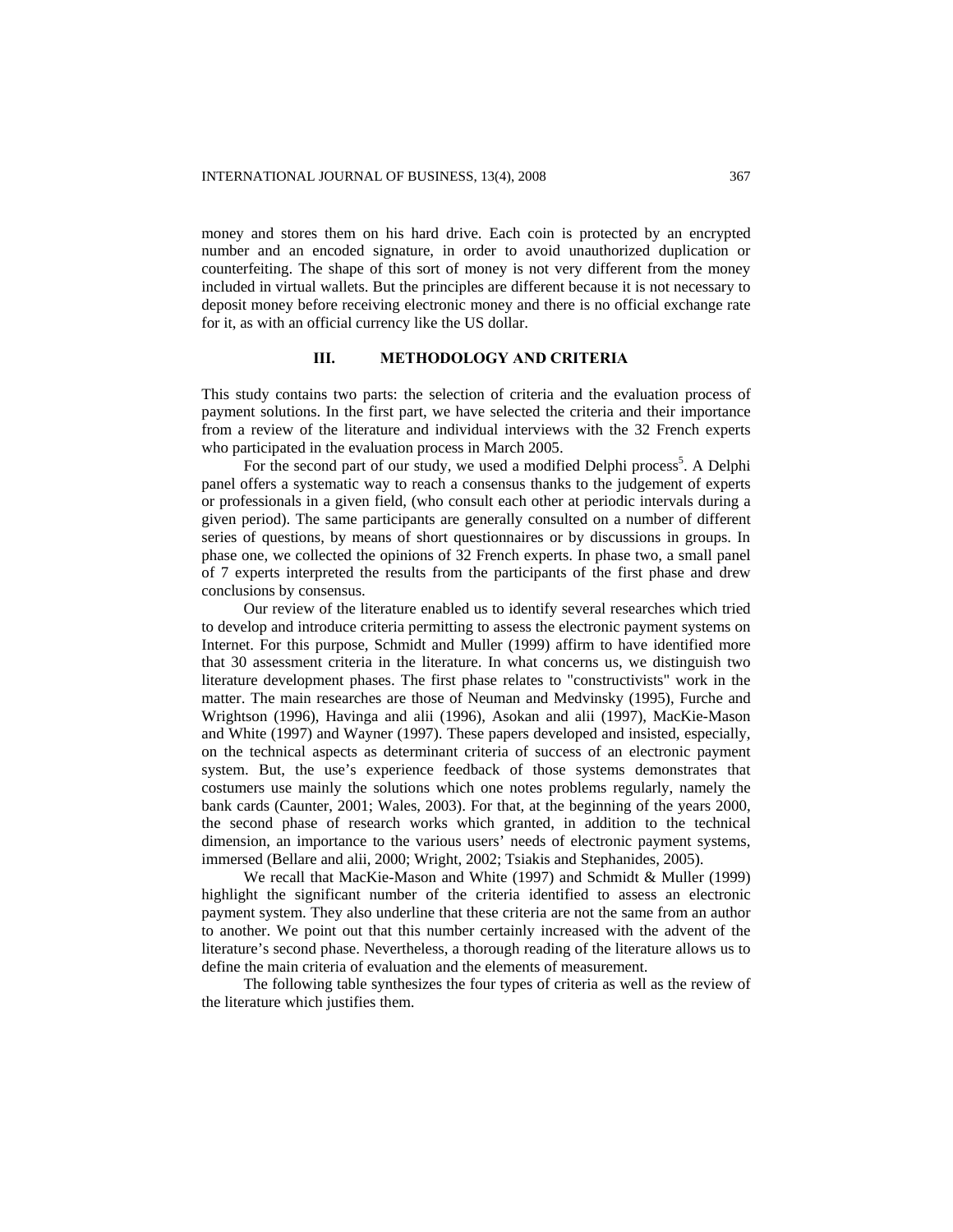money and stores them on his hard drive. Each coin is protected by an encrypted number and an encoded signature, in order to avoid unauthorized duplication or counterfeiting. The shape of this sort of money is not very different from the money included in virtual wallets. But the principles are different because it is not necessary to deposit money before receiving electronic money and there is no official exchange rate for it, as with an official currency like the US dollar.

## III. METHODOLOGY AND CRITERIA

This study contains two parts: the selection of criteria and the evaluation process of payment solutions. In the first part, we have selected the criteria and their importance from a review of the literature and individual interviews with the 32 French experts who participated in the evaluation process in March 2005.

For the second part of our study, we used a modified Delphi process[5]. A Delphi panel offers a systematic way to reach a consensus thanks to the judgement of experts or professionals in a given field, (who consult each other at periodic intervals during a given period). The same participants are generally consulted on a number of different series of questions, by means of short questionnaires or by discussions in groups. In phase one, we collected the opinions of 32 French experts. In phase two, a small panel of 7 experts interpreted the results from the participants of the first phase and drew conclusions by consensus.

Our review of the literature enabled us to identify several researches which tried to develop and introduce criteria permitting to assess the electronic payment systems on Internet. For this purpose, Schmidt and Muller (1999) affirm to have identified more that 30 assessment criteria in the literature. In what concerns us, we distinguish two literature development phases. The first phase relates to "constructivists" work in the matter. The main researches are those of Neuman and Medvinsky (1995), Furche and Wrightson (1996), Havinga and alii (1996), Asokan and alii (1997), MacKie-Mason and White (1997) and Wayner (1997). These papers developed and insisted, especially, on the technical aspects as determinant criteria of success of an electronic payment system. But, the use's experience feedback of those systems demonstrates that costumers use mainly the solutions which one notes problems regularly, namely the bank cards (Caunter, 2001; Wales, 2003). For that, at the beginning of the years 2000, the second phase of research works which granted, in addition to the technical dimension, an importance to the various users' needs of electronic payment systems, immersed (Bellare and alii, 2000; Wright, 2002; Tsiakis and Stephanides, 2005).

We recall that MacKie-Mason and White (1997) and Schmidt & Muller (1999) highlight the significant number of the criteria identified to assess an electronic payment system. They also underline that these criteria are not the same from an author to another. We point out that this number certainly increased with the advent of the literature's second phase. Nevertheless, a thorough reading of the literature allows us to define the main criteria of evaluation and the elements of measurement.

The following table synthesizes the four types of criteria as well as the review of the literature which justifies them.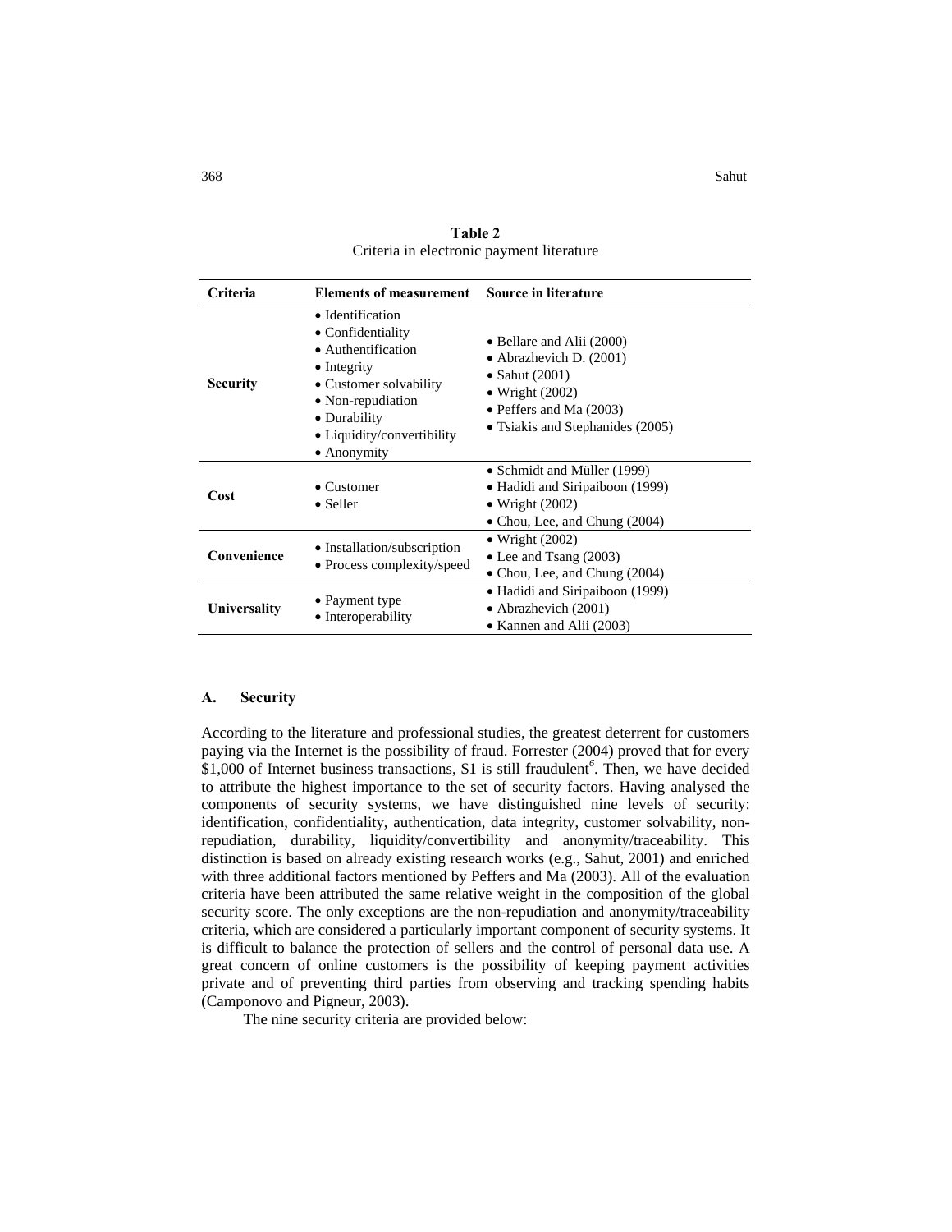**Table 2**
Criteria in electronic payment literature

| Criteria | Elements of measurement | Source in literature |
|---|---|---|
| **Security** | • Identification<br>• Confidentiality<br>• Authentification<br>• Integrity<br>• Customer solvability<br>• Non-repudiation<br>• Durability<br>• Liquidity/convertibility<br>• Anonymity | • Bellare and Alii (2000)<br>• Abrazhevich D. (2001)<br>• Sahut (2001)<br>• Wright (2002)<br>• Peffers and Ma (2003)<br>• Tsiakis and Stephanides (2005) |
| **Cost** | • Customer<br>• Seller | • Schmidt and Müller (1999)<br>• Hadidi and Siripaiboon (1999)<br>• Wright (2002)<br>• Chou, Lee, and Chung (2004) |
| **Convenience** | • Installation/subscription<br>• Process complexity/speed | • Wright (2002)<br>• Lee and Tsang (2003)<br>• Chou, Lee, and Chung (2004) |
| **Universality** | • Payment type<br>• Interoperability | • Hadidi and Siripaiboon (1999)<br>• Abrazhevich (2001)<br>• Kannen and Alii (2003) |

### A. Security

According to the literature and professional studies, the greatest deterrent for customers paying via the Internet is the possibility of fraud. Forrester (2004) proved that for every \$1,000 of Internet business transactions, \$1 is still fraudulent[6]. Then, we have decided to attribute the highest importance to the set of security factors. Having analysed the components of security systems, we have distinguished nine levels of security: identification, confidentiality, authentication, data integrity, customer solvability, non-repudiation, durability, liquidity/convertibility and anonymity/traceability. This distinction is based on already existing research works (e.g., Sahut, 2001) and enriched with three additional factors mentioned by Peffers and Ma (2003). All of the evaluation criteria have been attributed the same relative weight in the composition of the global security score. The only exceptions are the non-repudiation and anonymity/traceability criteria, which are considered a particularly important component of security systems. It is difficult to balance the protection of sellers and the control of personal data use. A great concern of online customers is the possibility of keeping payment activities private and of preventing third parties from observing and tracking spending habits (Camponovo and Pigneur, 2003).

The nine security criteria are provided below: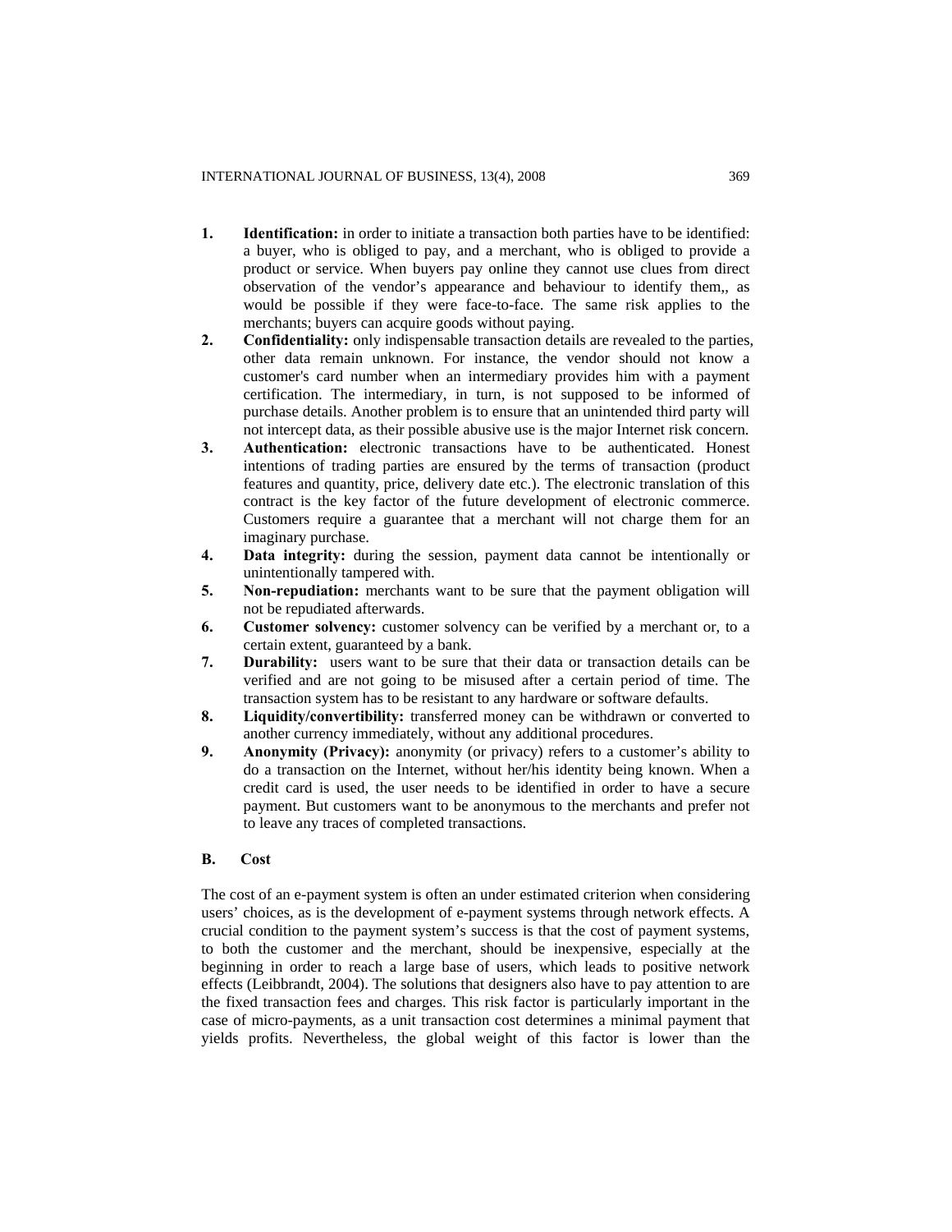1. **Identification:** in order to initiate a transaction both parties have to be identified: a buyer, who is obliged to pay, and a merchant, who is obliged to provide a product or service. When buyers pay online they cannot use clues from direct observation of the vendor's appearance and behaviour to identify them,, as would be possible if they were face-to-face. The same risk applies to the merchants; buyers can acquire goods without paying.
2. **Confidentiality:** only indispensable transaction details are revealed to the parties, other data remain unknown. For instance, the vendor should not know a customer's card number when an intermediary provides him with a payment certification. The intermediary, in turn, is not supposed to be informed of purchase details. Another problem is to ensure that an unintended third party will not intercept data, as their possible abusive use is the major Internet risk concern.
3. **Authentication:** electronic transactions have to be authenticated. Honest intentions of trading parties are ensured by the terms of transaction (product features and quantity, price, delivery date etc.). The electronic translation of this contract is the key factor of the future development of electronic commerce. Customers require a guarantee that a merchant will not charge them for an imaginary purchase.
4. **Data integrity:** during the session, payment data cannot be intentionally or unintentionally tampered with.
5. **Non-repudiation:** merchants want to be sure that the payment obligation will not be repudiated afterwards.
6. **Customer solvency:** customer solvency can be verified by a merchant or, to a certain extent, guaranteed by a bank.
7. **Durability:** users want to be sure that their data or transaction details can be verified and are not going to be misused after a certain period of time. The transaction system has to be resistant to any hardware or software defaults.
8. **Liquidity/convertibility:** transferred money can be withdrawn or converted to another currency immediately, without any additional procedures.
9. **Anonymity (Privacy):** anonymity (or privacy) refers to a customer's ability to do a transaction on the Internet, without her/his identity being known. When a credit card is used, the user needs to be identified in order to have a secure payment. But customers want to be anonymous to the merchants and prefer not to leave any traces of completed transactions.

## B. Cost

The cost of an e-payment system is often an under estimated criterion when considering users' choices, as is the development of e-payment systems through network effects. A crucial condition to the payment system's success is that the cost of payment systems, to both the customer and the merchant, should be inexpensive, especially at the beginning in order to reach a large base of users, which leads to positive network effects (Leibbrandt, 2004). The solutions that designers also have to pay attention to are the fixed transaction fees and charges. This risk factor is particularly important in the case of micro-payments, as a unit transaction cost determines a minimal payment that yields profits. Nevertheless, the global weight of this factor is lower than the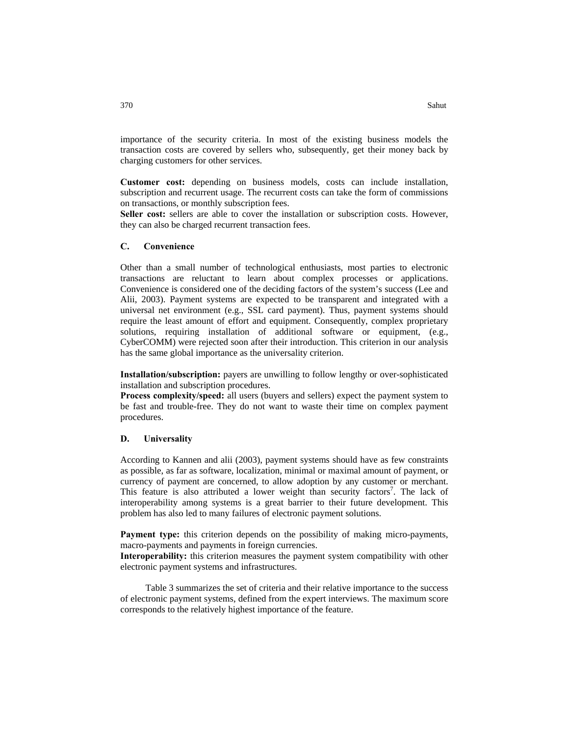importance of the security criteria. In most of the existing business models the transaction costs are covered by sellers who, subsequently, get their money back by charging customers for other services.

**Customer cost:** depending on business models, costs can include installation, subscription and recurrent usage. The recurrent costs can take the form of commissions on transactions, or monthly subscription fees.
**Seller cost:** sellers are able to cover the installation or subscription costs. However, they can also be charged recurrent transaction fees.

### C. Convenience

Other than a small number of technological enthusiasts, most parties to electronic transactions are reluctant to learn about complex processes or applications. Convenience is considered one of the deciding factors of the system's success (Lee and Alii, 2003). Payment systems are expected to be transparent and integrated with a universal net environment (e.g., SSL card payment). Thus, payment systems should require the least amount of effort and equipment. Consequently, complex proprietary solutions, requiring installation of additional software or equipment, (e.g., CyberCOMM) were rejected soon after their introduction. This criterion in our analysis has the same global importance as the universality criterion.

**Installation/subscription:** payers are unwilling to follow lengthy or over-sophisticated installation and subscription procedures.
**Process complexity/speed:** all users (buyers and sellers) expect the payment system to be fast and trouble-free. They do not want to waste their time on complex payment procedures.

### D. Universality

According to Kannen and alii (2003), payment systems should have as few constraints as possible, as far as software, localization, minimal or maximal amount of payment, or currency of payment are concerned, to allow adoption by any customer or merchant. This feature is also attributed a lower weight than security factors[7]. The lack of interoperability among systems is a great barrier to their future development. This problem has also led to many failures of electronic payment solutions.

**Payment type:** this criterion depends on the possibility of making micro-payments, macro-payments and payments in foreign currencies.
**Interoperability:** this criterion measures the payment system compatibility with other electronic payment systems and infrastructures.

Table 3 summarizes the set of criteria and their relative importance to the success of electronic payment systems, defined from the expert interviews. The maximum score corresponds to the relatively highest importance of the feature.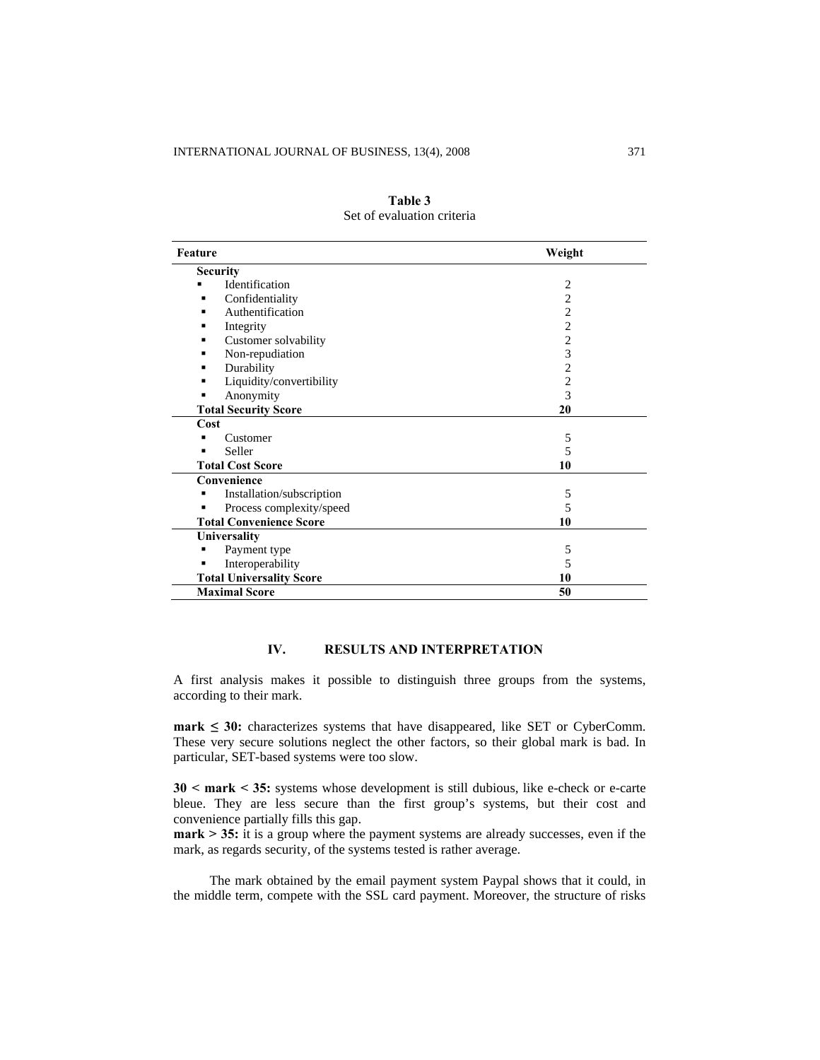**Table 3**
Set of evaluation criteria

| Feature | Weight |
|---|---|
| **Security** | |
| ▪ Identification | 2 |
| ▪ Confidentiality | 2 |
| ▪ Authentification | 2 |
| ▪ Integrity | 2 |
| ▪ Customer solvability | 2 |
| ▪ Non-repudiation | 3 |
| ▪ Durability | 2 |
| ▪ Liquidity/convertibility | 2 |
| ▪ Anonymity | 3 |
| **Total Security Score** | **20** |
| **Cost** | |
| ▪ Customer | 5 |
| ▪ Seller | 5 |
| **Total Cost Score** | **10** |
| **Convenience** | |
| ▪ Installation/subscription | 5 |
| ▪ Process complexity/speed | 5 |
| **Total Convenience Score** | **10** |
| **Universality** | |
| ▪ Payment type | 5 |
| ▪ Interoperability | 5 |
| **Total Universality Score** | **10** |
| **Maximal Score** | **50** |

## IV. RESULTS AND INTERPRETATION

A first analysis makes it possible to distinguish three groups from the systems, according to their mark.

**mark ≤ 30:** characterizes systems that have disappeared, like SET or CyberComm. These very secure solutions neglect the other factors, so their global mark is bad. In particular, SET-based systems were too slow.

**30 < mark < 35:** systems whose development is still dubious, like e-check or e-carte bleue. They are less secure than the first group's systems, but their cost and convenience partially fills this gap.

**mark > 35:** it is a group where the payment systems are already successes, even if the mark, as regards security, of the systems tested is rather average.

The mark obtained by the email payment system Paypal shows that it could, in the middle term, compete with the SSL card payment. Moreover, the structure of risks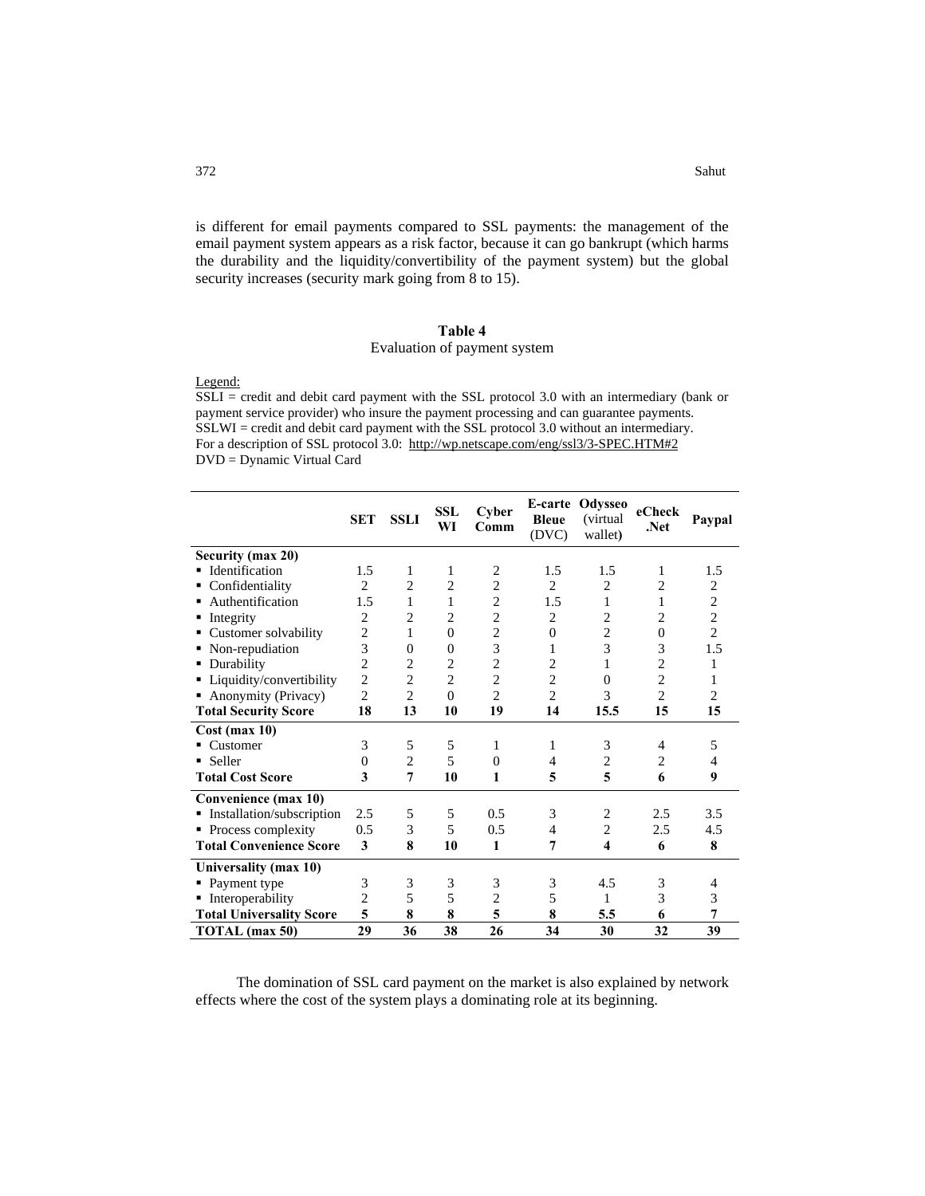is different for email payments compared to SSL payments: the management of the email payment system appears as a risk factor, because it can go bankrupt (which harms the durability and the liquidity/convertibility of the payment system) but the global security increases (security mark going from 8 to 15).

**Table 4**

Evaluation of payment system

Legend:

SSLI = credit and debit card payment with the SSL protocol 3.0 with an intermediary (bank or payment service provider) who insure the payment processing and can guarantee payments.
SSLWI = credit and debit card payment with the SSL protocol 3.0 without an intermediary.
For a description of SSL protocol 3.0: http://wp.netscape.com/eng/ssl3/3-SPEC.HTM#2
DVD = Dynamic Virtual Card

| | SET | SSLI | SSL WI | Cyber Comm | E-carte Bleue (DVC) | Odysseo (virtual wallet) | eCheck .Net | Paypal |
|---|---|---|---|---|---|---|---|---|
| **Security (max 20)** | | | | | | | | |
| ▪ Identification | 1.5 | 1 | 1 | 2 | 1.5 | 1.5 | 1 | 1.5 |
| ▪ Confidentiality | 2 | 2 | 2 | 2 | 2 | 2 | 2 | 2 |
| ▪ Authentification | 1.5 | 1 | 1 | 2 | 1.5 | 1 | 1 | 2 |
| ▪ Integrity | 2 | 2 | 2 | 2 | 2 | 2 | 2 | 2 |
| ▪ Customer solvability | 2 | 1 | 0 | 2 | 0 | 2 | 0 | 2 |
| ▪ Non-repudiation | 3 | 0 | 0 | 3 | 1 | 3 | 3 | 1.5 |
| ▪ Durability | 2 | 2 | 2 | 2 | 2 | 1 | 2 | 1 |
| ▪ Liquidity/convertibility | 2 | 2 | 2 | 2 | 2 | 0 | 2 | 1 |
| ▪ Anonymity (Privacy) | 2 | 2 | 0 | 2 | 2 | 3 | 2 | 2 |
| **Total Security Score** | **18** | **13** | **10** | **19** | **14** | **15.5** | **15** | **15** |
| **Cost (max 10)** | | | | | | | | |
| ▪ Customer | 3 | 5 | 5 | 1 | 1 | 3 | 4 | 5 |
| ▪ Seller | 0 | 2 | 5 | 0 | 4 | 2 | 2 | 4 |
| **Total Cost Score** | **3** | **7** | **10** | **1** | **5** | **5** | **6** | **9** |
| **Convenience (max 10)** | | | | | | | | |
| ▪ Installation/subscription | 2.5 | 5 | 5 | 0.5 | 3 | 2 | 2.5 | 3.5 |
| ▪ Process complexity | 0.5 | 3 | 5 | 0.5 | 4 | 2 | 2.5 | 4.5 |
| **Total Convenience Score** | **3** | **8** | **10** | **1** | **7** | **4** | **6** | **8** |
| **Universality (max 10)** | | | | | | | | |
| ▪ Payment type | 3 | 3 | 3 | 3 | 3 | 4.5 | 3 | 4 |
| ▪ Interoperability | 2 | 5 | 5 | 2 | 5 | 1 | 3 | 3 |
| **Total Universality Score** | **5** | **8** | **8** | **5** | **8** | **5.5** | **6** | **7** |
| **TOTAL (max 50)** | **29** | **36** | **38** | **26** | **34** | **30** | **32** | **39** |

The domination of SSL card payment on the market is also explained by network effects where the cost of the system plays a dominating role at its beginning.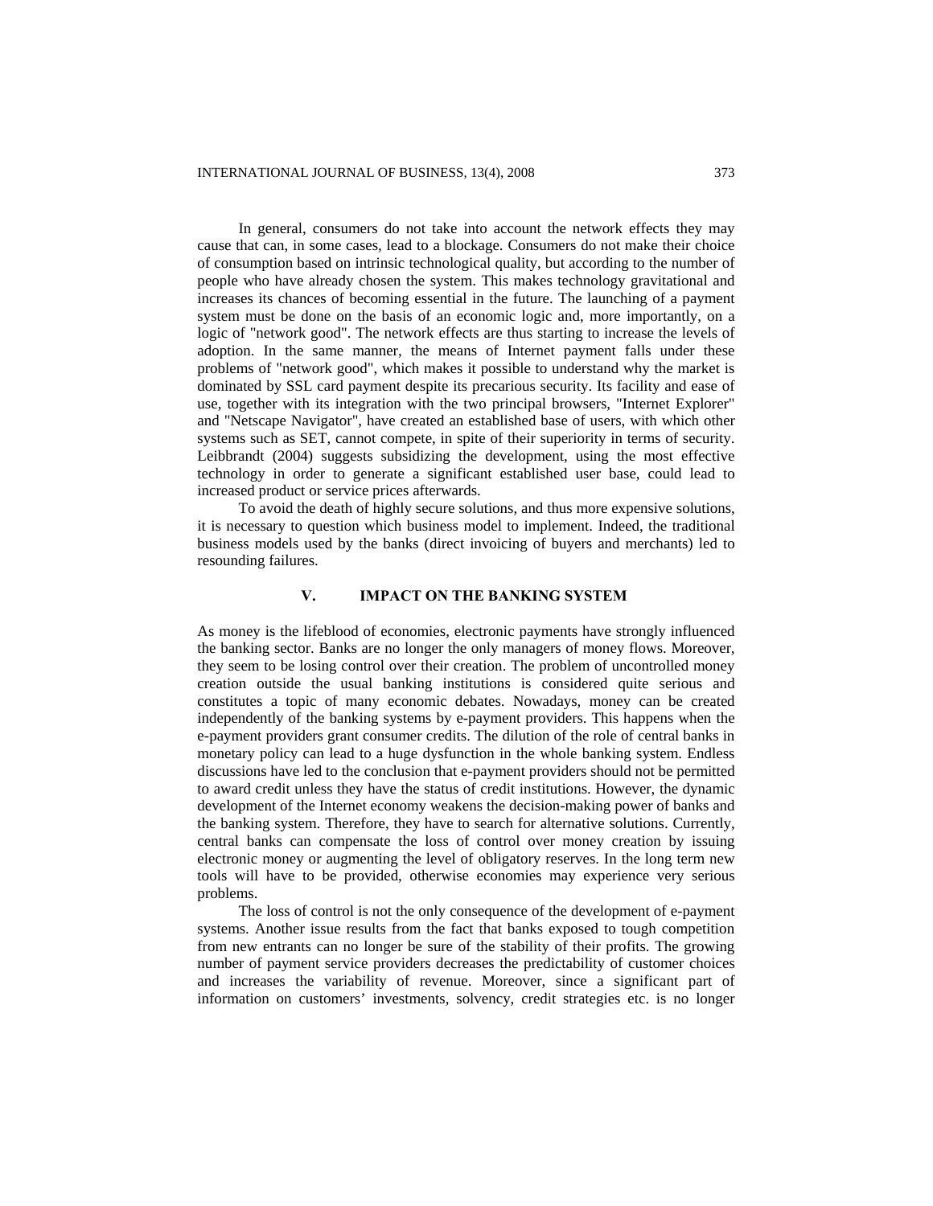In general, consumers do not take into account the network effects they may cause that can, in some cases, lead to a blockage. Consumers do not make their choice of consumption based on intrinsic technological quality, but according to the number of people who have already chosen the system. This makes technology gravitational and increases its chances of becoming essential in the future. The launching of a payment system must be done on the basis of an economic logic and, more importantly, on a logic of "network good". The network effects are thus starting to increase the levels of adoption. In the same manner, the means of Internet payment falls under these problems of "network good", which makes it possible to understand why the market is dominated by SSL card payment despite its precarious security. Its facility and ease of use, together with its integration with the two principal browsers, "Internet Explorer" and "Netscape Navigator", have created an established base of users, with which other systems such as SET, cannot compete, in spite of their superiority in terms of security. Leibbrandt (2004) suggests subsidizing the development, using the most effective technology in order to generate a significant established user base, could lead to increased product or service prices afterwards.

To avoid the death of highly secure solutions, and thus more expensive solutions, it is necessary to question which business model to implement. Indeed, the traditional business models used by the banks (direct invoicing of buyers and merchants) led to resounding failures.

## V. IMPACT ON THE BANKING SYSTEM

As money is the lifeblood of economies, electronic payments have strongly influenced the banking sector. Banks are no longer the only managers of money flows. Moreover, they seem to be losing control over their creation. The problem of uncontrolled money creation outside the usual banking institutions is considered quite serious and constitutes a topic of many economic debates. Nowadays, money can be created independently of the banking systems by e-payment providers. This happens when the e-payment providers grant consumer credits. The dilution of the role of central banks in monetary policy can lead to a huge dysfunction in the whole banking system. Endless discussions have led to the conclusion that e-payment providers should not be permitted to award credit unless they have the status of credit institutions. However, the dynamic development of the Internet economy weakens the decision-making power of banks and the banking system. Therefore, they have to search for alternative solutions. Currently, central banks can compensate the loss of control over money creation by issuing electronic money or augmenting the level of obligatory reserves. In the long term new tools will have to be provided, otherwise economies may experience very serious problems.

The loss of control is not the only consequence of the development of e-payment systems. Another issue results from the fact that banks exposed to tough competition from new entrants can no longer be sure of the stability of their profits. The growing number of payment service providers decreases the predictability of customer choices and increases the variability of revenue. Moreover, since a significant part of information on customers' investments, solvency, credit strategies etc. is no longer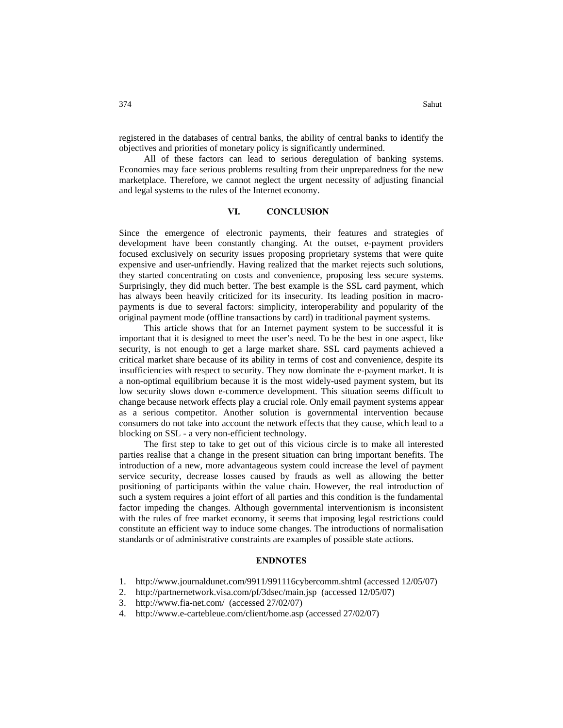registered in the databases of central banks, the ability of central banks to identify the objectives and priorities of monetary policy is significantly undermined.

All of these factors can lead to serious deregulation of banking systems. Economies may face serious problems resulting from their unpreparedness for the new marketplace. Therefore, we cannot neglect the urgent necessity of adjusting financial and legal systems to the rules of the Internet economy.

## VI. CONCLUSION

Since the emergence of electronic payments, their features and strategies of development have been constantly changing. At the outset, e-payment providers focused exclusively on security issues proposing proprietary systems that were quite expensive and user-unfriendly. Having realized that the market rejects such solutions, they started concentrating on costs and convenience, proposing less secure systems. Surprisingly, they did much better. The best example is the SSL card payment, which has always been heavily criticized for its insecurity. Its leading position in macro-payments is due to several factors: simplicity, interoperability and popularity of the original payment mode (offline transactions by card) in traditional payment systems.

This article shows that for an Internet payment system to be successful it is important that it is designed to meet the user's need. To be the best in one aspect, like security, is not enough to get a large market share. SSL card payments achieved a critical market share because of its ability in terms of cost and convenience, despite its insufficiencies with respect to security. They now dominate the e-payment market. It is a non-optimal equilibrium because it is the most widely-used payment system, but its low security slows down e-commerce development. This situation seems difficult to change because network effects play a crucial role. Only email payment systems appear as a serious competitor. Another solution is governmental intervention because consumers do not take into account the network effects that they cause, which lead to a blocking on SSL - a very non-efficient technology.

The first step to take to get out of this vicious circle is to make all interested parties realise that a change in the present situation can bring important benefits. The introduction of a new, more advantageous system could increase the level of payment service security, decrease losses caused by frauds as well as allowing the better positioning of participants within the value chain. However, the real introduction of such a system requires a joint effort of all parties and this condition is the fundamental factor impeding the changes. Although governmental interventionism is inconsistent with the rules of free market economy, it seems that imposing legal restrictions could constitute an efficient way to induce some changes. The introductions of normalisation standards or of administrative constraints are examples of possible state actions.

## ENDNOTES

1. http://www.journaldunet.com/9911/991116cybercomm.shtml (accessed 12/05/07)
2. http://partnernetwork.visa.com/pf/3dsec/main.jsp (accessed 12/05/07)
3. http://www.fia-net.com/ (accessed 27/02/07)
4. http://www.e-cartebleue.com/client/home.asp (accessed 27/02/07)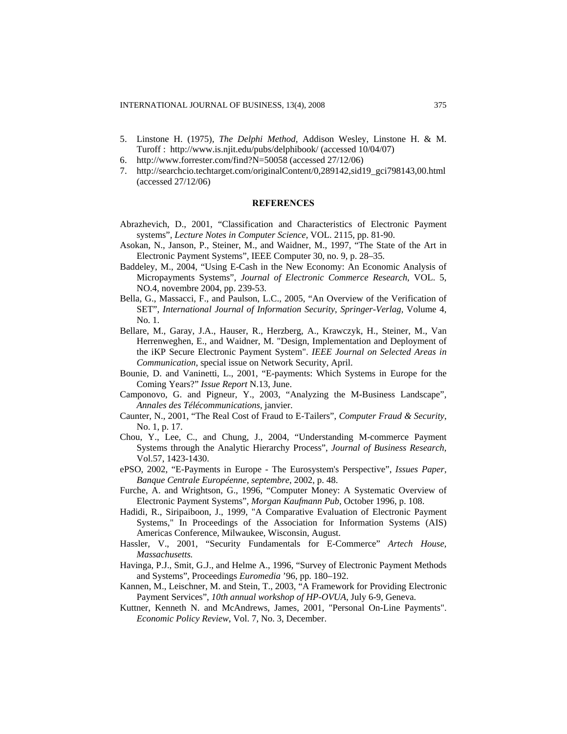5. Linstone H. (1975), *The Delphi Method*, Addison Wesley, Linstone H. & M. Turoff : http://www.is.njit.edu/pubs/delphibook/ (accessed 10/04/07)
6. http://www.forrester.com/find?N=50058 (accessed 27/12/06)
7. http://searchcio.techtarget.com/originalContent/0,289142,sid19_gci798143,00.html (accessed 27/12/06)

## REFERENCES

Abrazhevich, D., 2001, "Classification and Characteristics of Electronic Payment systems", *Lecture Notes in Computer Science*, VOL. 2115, pp. 81-90.

Asokan, N., Janson, P., Steiner, M., and Waidner, M., 1997, "The State of the Art in Electronic Payment Systems", IEEE Computer 30, no. 9, p. 28–35.

Baddeley, M., 2004, "Using E-Cash in the New Economy: An Economic Analysis of Micropayments Systems", *Journal of Electronic Commerce Research*, VOL. 5, NO.4, novembre 2004, pp. 239-53.

Bella, G., Massacci, F., and Paulson, L.C., 2005, "An Overview of the Verification of SET", *International Journal of Information Security*, *Springer-Verlag*, Volume 4, No. 1.

Bellare, M., Garay, J.A., Hauser, R., Herzberg, A., Krawczyk, H., Steiner, M., Van Herrenweghen, E., and Waidner, M. "Design, Implementation and Deployment of the iKP Secure Electronic Payment System". *IEEE Journal on Selected Areas in Communication*, special issue on Network Security, April.

Bounie, D. and Vaninetti, L., 2001, "E-payments: Which Systems in Europe for the Coming Years?" *Issue Report* N.13, June.

Camponovo, G. and Pigneur, Y., 2003, "Analyzing the M-Business Landscape", *Annales des Télécommunications*, janvier.

Caunter, N., 2001, "The Real Cost of Fraud to E-Tailers", *Computer Fraud & Security*, No. 1, p. 17.

Chou, Y., Lee, C., and Chung, J., 2004, "Understanding M-commerce Payment Systems through the Analytic Hierarchy Process", *Journal of Business Research*, Vol.57, 1423-1430.

ePSO, 2002, "E-Payments in Europe - The Eurosystem's Perspective", *Issues Paper*, *Banque Centrale Européenne, septembre*, 2002, p. 48.

Furche, A. and Wrightson, G., 1996, "Computer Money: A Systematic Overview of Electronic Payment Systems", *Morgan Kaufmann Pub,* October 1996, p. 108.

Hadidi, R., Siripaiboon, J., 1999, "A Comparative Evaluation of Electronic Payment Systems," In Proceedings of the Association for Information Systems (AIS) Americas Conference, Milwaukee, Wisconsin, August.

Hassler, V., 2001, "Security Fundamentals for E-Commerce" *Artech House, Massachusetts.*

Havinga, P.J., Smit, G.J., and Helme A., 1996, "Survey of Electronic Payment Methods and Systems", Proceedings *Euromedia* '96, pp. 180–192.

Kannen, M., Leischner, M. and Stein, T., 2003, "A Framework for Providing Electronic Payment Services", *10th annual workshop of HP-OVUA*, July 6-9, Geneva.

Kuttner, Kenneth N. and McAndrews, James, 2001, "Personal On-Line Payments". *Economic Policy Review*, Vol. 7, No. 3, December.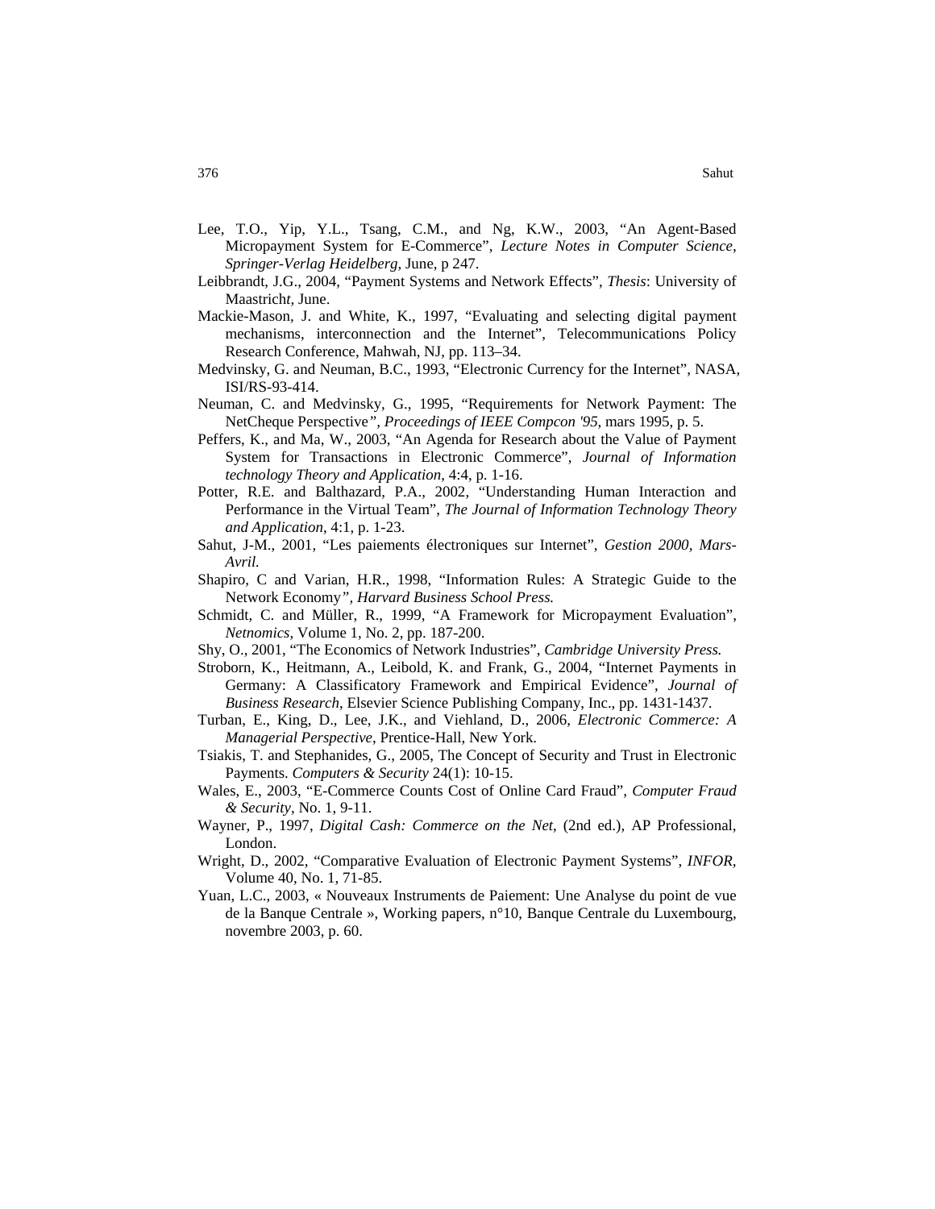Lee, T.O., Yip, Y.L., Tsang, C.M., and Ng, K.W., 2003, "An Agent-Based Micropayment System for E-Commerce", *Lecture Notes in Computer Science, Springer-Verlag Heidelberg*, June, p 247.

Leibbrandt, J.G., 2004, "Payment Systems and Network Effects", *Thesis*: University of Maastricht, June.

Mackie-Mason, J. and White, K., 1997, "Evaluating and selecting digital payment mechanisms, interconnection and the Internet", Telecommunications Policy Research Conference, Mahwah, NJ, pp. 113–34.

Medvinsky, G. and Neuman, B.C., 1993, "Electronic Currency for the Internet", NASA, ISI/RS-93-414.

Neuman, C. and Medvinsky, G., 1995, "Requirements for Network Payment: The NetCheque Perspective*", Proceedings of IEEE Compcon '95*, mars 1995, p. 5.

Peffers, K., and Ma, W., 2003, "An Agenda for Research about the Value of Payment System for Transactions in Electronic Commerce", *Journal of Information technology Theory and Application*, 4:4, p. 1-16.

Potter, R.E. and Balthazard, P.A., 2002, "Understanding Human Interaction and Performance in the Virtual Team", *The Journal of Information Technology Theory and Application*, 4:1, p. 1-23.

Sahut, J-M., 2001, "Les paiements électroniques sur Internet", *Gestion 2000, Mars-Avril.*

Shapiro, C and Varian, H.R., 1998, "Information Rules: A Strategic Guide to the Network Economy*", Harvard Business School Press.*

Schmidt, C. and Müller, R., 1999, "A Framework for Micropayment Evaluation", *Netnomics*, Volume 1, No. 2, pp. 187-200.

Shy, O., 2001, "The Economics of Network Industries", *Cambridge University Press.*

Stroborn, K., Heitmann, A., Leibold, K. and Frank, G., 2004, "Internet Payments in Germany: A Classificatory Framework and Empirical Evidence", *Journal of Business Research*, Elsevier Science Publishing Company, Inc., pp. 1431-1437.

Turban, E., King, D., Lee, J.K., and Viehland, D., 2006, *Electronic Commerce: A Managerial Perspective*, Prentice-Hall, New York.

Tsiakis, T. and Stephanides, G., 2005, The Concept of Security and Trust in Electronic Payments. *Computers & Security* 24(1): 10-15.

Wales, E., 2003, "E-Commerce Counts Cost of Online Card Fraud", *Computer Fraud & Security*, No. 1, 9-11.

Wayner, P., 1997, *Digital Cash: Commerce on the Net*, (2nd ed.), AP Professional, London.

Wright, D., 2002, "Comparative Evaluation of Electronic Payment Systems", *INFOR*, Volume 40, No. 1, 71-85.

Yuan, L.C., 2003, « Nouveaux Instruments de Paiement: Une Analyse du point de vue de la Banque Centrale », Working papers, n°10, Banque Centrale du Luxembourg, novembre 2003, p. 60.